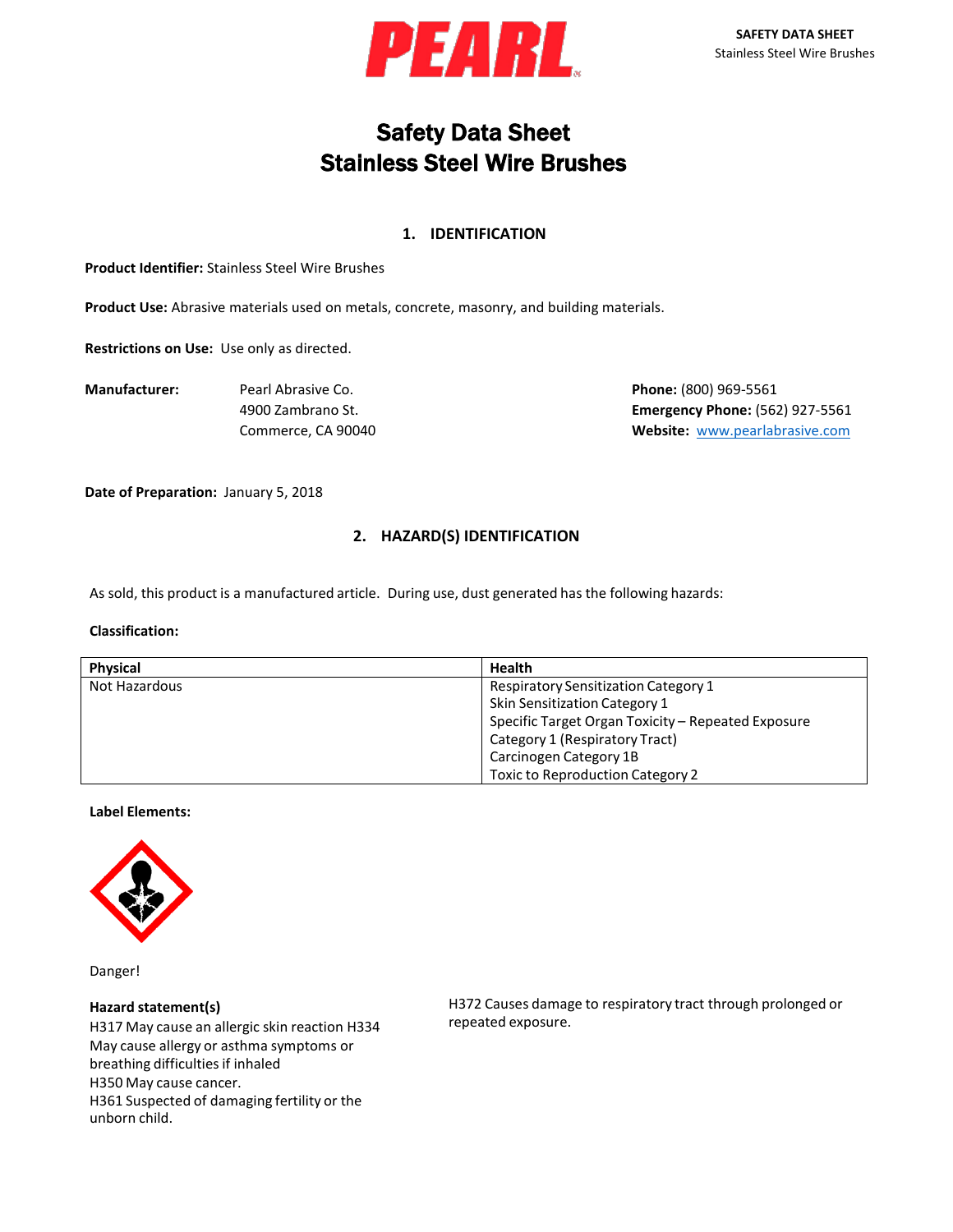# Safety Data Sheet
# Stainless Steel Wire Brushes

## 1. IDENTIFICATION

**Product Identifier:** Stainless Steel Wire Brushes

**Product Use:** Abrasive materials used on metals, concrete, masonry, and building materials.

**Restrictions on Use:** Use only as directed.

**Manufacturer:** Pearl Abrasive Co.
4900 Zambrano St.
Commerce, CA 90040

**Phone:** (800) 969-5561
**Emergency Phone:** (562) 927-5561
**Website:** www.pearlabrasive.com

**Date of Preparation:** January 5, 2018

## 2. HAZARD(S) IDENTIFICATION

As sold, this product is a manufactured article. During use, dust generated has the following hazards:

**Classification:**

| Physical | Health |
|---|---|
| Not Hazardous | Respiratory Sensitization Category 1<br>Skin Sensitization Category 1<br>Specific Target Organ Toxicity – Repeated Exposure Category 1 (Respiratory Tract)<br>Carcinogen Category 1B<br>Toxic to Reproduction Category 2 |

**Label Elements:**

Danger!

**Hazard statement(s)**

H317 May cause an allergic skin reaction
H334 May cause allergy or asthma symptoms or breathing difficulties if inhaled
H350 May cause cancer.
H361 Suspected of damaging fertility or the unborn child.
H372 Causes damage to respiratory tract through prolonged or repeated exposure.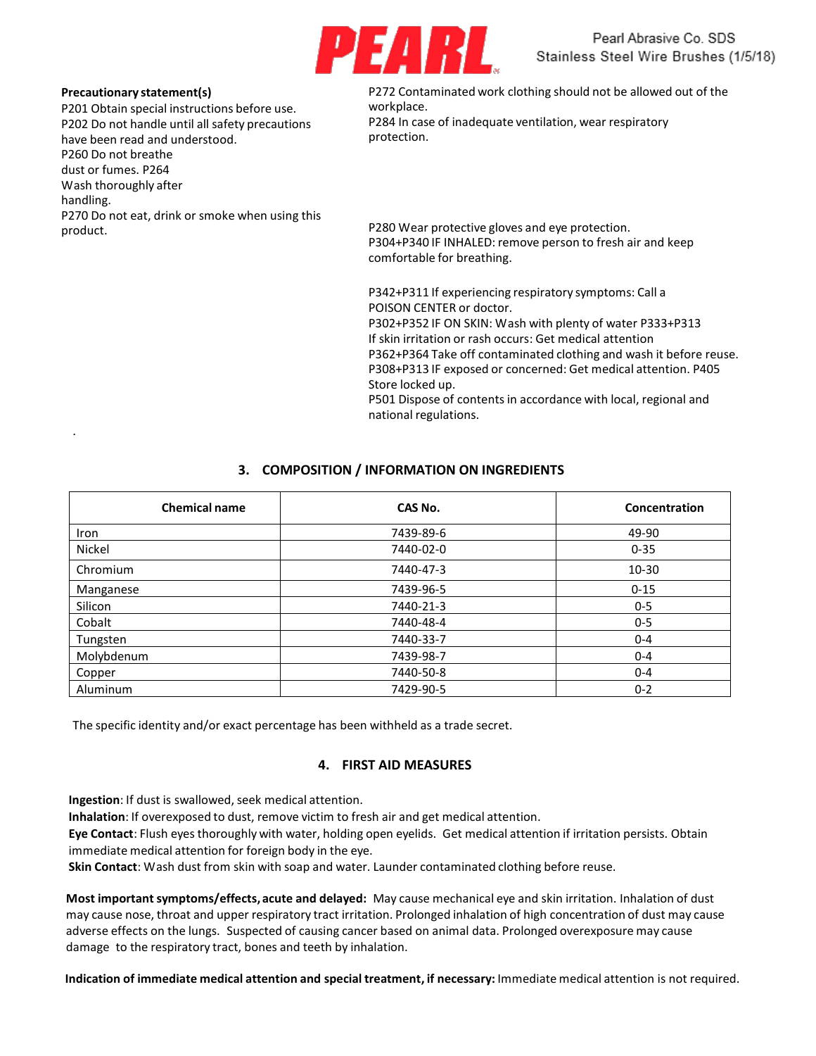**Precautionary statement(s)**

P201 Obtain special instructions before use.
P202 Do not handle until all safety precautions have been read and understood.
P260 Do not breathe dust or fumes. P264 Wash thoroughly after handling.
P270 Do not eat, drink or smoke when using this product.
P272 Contaminated work clothing should not be allowed out of the workplace.
P284 In case of inadequate ventilation, wear respiratory protection.

P280 Wear protective gloves and eye protection.
P304+P340 IF INHALED: remove person to fresh air and keep comfortable for breathing.

P342+P311 If experiencing respiratory symptoms: Call a POISON CENTER or doctor.
P302+P352 IF ON SKIN: Wash with plenty of water P333+P313 If skin irritation or rash occurs: Get medical attention
P362+P364 Take off contaminated clothing and wash it before reuse.
P308+P313 IF exposed or concerned: Get medical attention. P405 Store locked up.
P501 Dispose of contents in accordance with local, regional and national regulations.

## 3. COMPOSITION / INFORMATION ON INGREDIENTS

| Chemical name | CAS No. | Concentration |
|---|---|---|
| Iron | 7439-89-6 | 49-90 |
| Nickel | 7440-02-0 | 0-35 |
| Chromium | 7440-47-3 | 10-30 |
| Manganese | 7439-96-5 | 0-15 |
| Silicon | 7440-21-3 | 0-5 |
| Cobalt | 7440-48-4 | 0-5 |
| Tungsten | 7440-33-7 | 0-4 |
| Molybdenum | 7439-98-7 | 0-4 |
| Copper | 7440-50-8 | 0-4 |
| Aluminum | 7429-90-5 | 0-2 |

The specific identity and/or exact percentage has been withheld as a trade secret.

## 4. FIRST AID MEASURES

**Ingestion**: If dust is swallowed, seek medical attention.
**Inhalation**: If overexposed to dust, remove victim to fresh air and get medical attention.
**Eye Contact**: Flush eyes thoroughly with water, holding open eyelids. Get medical attention if irritation persists. Obtain immediate medical attention for foreign body in the eye.
**Skin Contact**: Wash dust from skin with soap and water. Launder contaminated clothing before reuse.

**Most important symptoms/effects, acute and delayed:** May cause mechanical eye and skin irritation. Inhalation of dust may cause nose, throat and upper respiratory tract irritation. Prolonged inhalation of high concentration of dust may cause adverse effects on the lungs. Suspected of causing cancer based on animal data. Prolonged overexposure may cause damage to the respiratory tract, bones and teeth by inhalation.

**Indication of immediate medical attention and special treatment, if necessary:** Immediate medical attention is not required.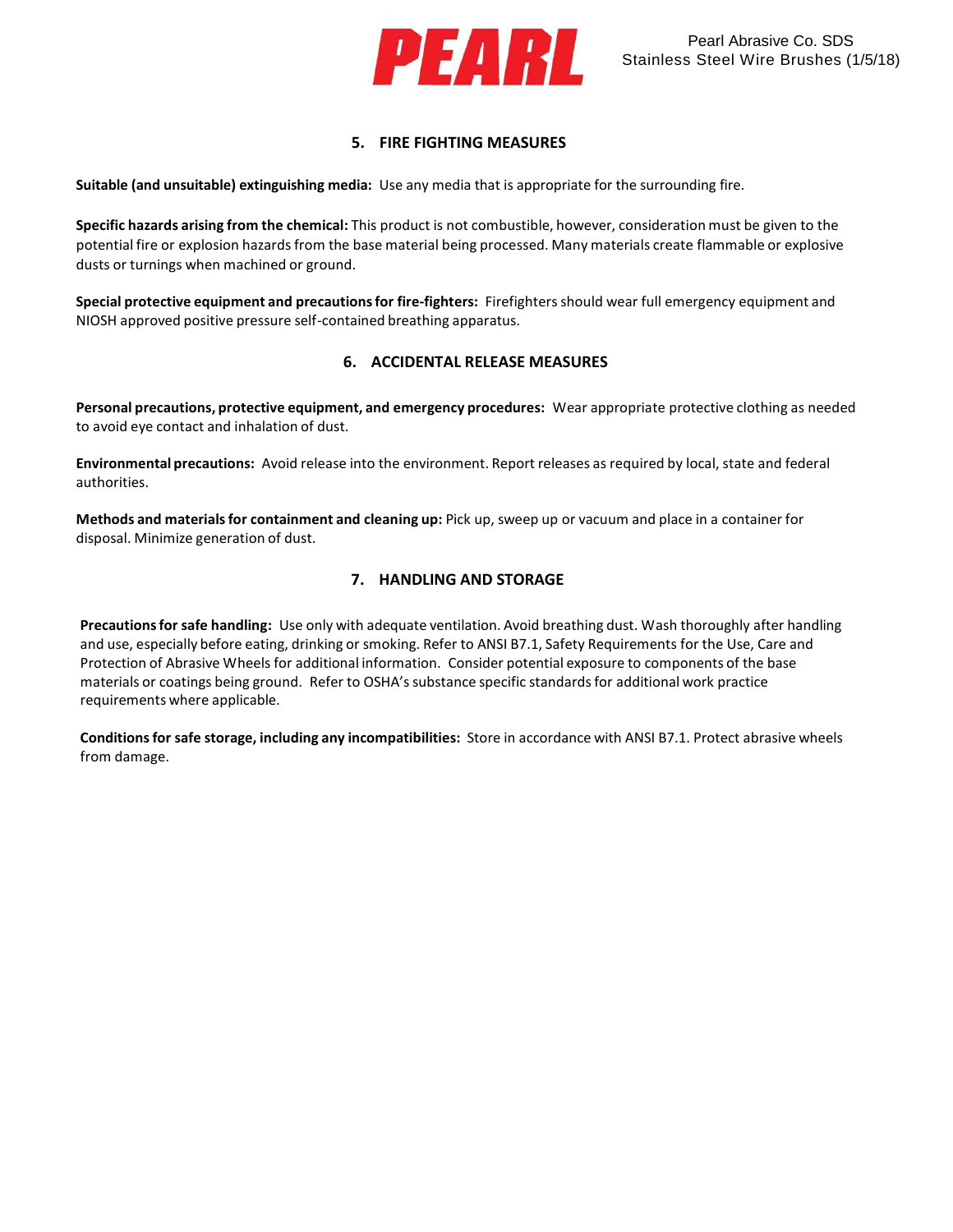## 5. FIRE FIGHTING MEASURES

**Suitable (and unsuitable) extinguishing media:** Use any media that is appropriate for the surrounding fire.

**Specific hazards arising from the chemical:** This product is not combustible, however, consideration must be given to the potential fire or explosion hazards from the base material being processed. Many materials create flammable or explosive dusts or turnings when machined or ground.

**Special protective equipment and precautions for fire-fighters:** Firefighters should wear full emergency equipment and NIOSH approved positive pressure self-contained breathing apparatus.

## 6. ACCIDENTAL RELEASE MEASURES

**Personal precautions, protective equipment, and emergency procedures:** Wear appropriate protective clothing as needed to avoid eye contact and inhalation of dust.

**Environmental precautions:** Avoid release into the environment. Report releases as required by local, state and federal authorities.

**Methods and materials for containment and cleaning up:** Pick up, sweep up or vacuum and place in a container for disposal. Minimize generation of dust.

## 7. HANDLING AND STORAGE

**Precautions for safe handling:** Use only with adequate ventilation. Avoid breathing dust. Wash thoroughly after handling and use, especially before eating, drinking or smoking. Refer to ANSI B7.1, Safety Requirements for the Use, Care and Protection of Abrasive Wheels for additional information. Consider potential exposure to components of the base materials or coatings being ground. Refer to OSHA's substance specific standards for additional work practice requirements where applicable.

**Conditions for safe storage, including any incompatibilities:** Store in accordance with ANSI B7.1. Protect abrasive wheels from damage.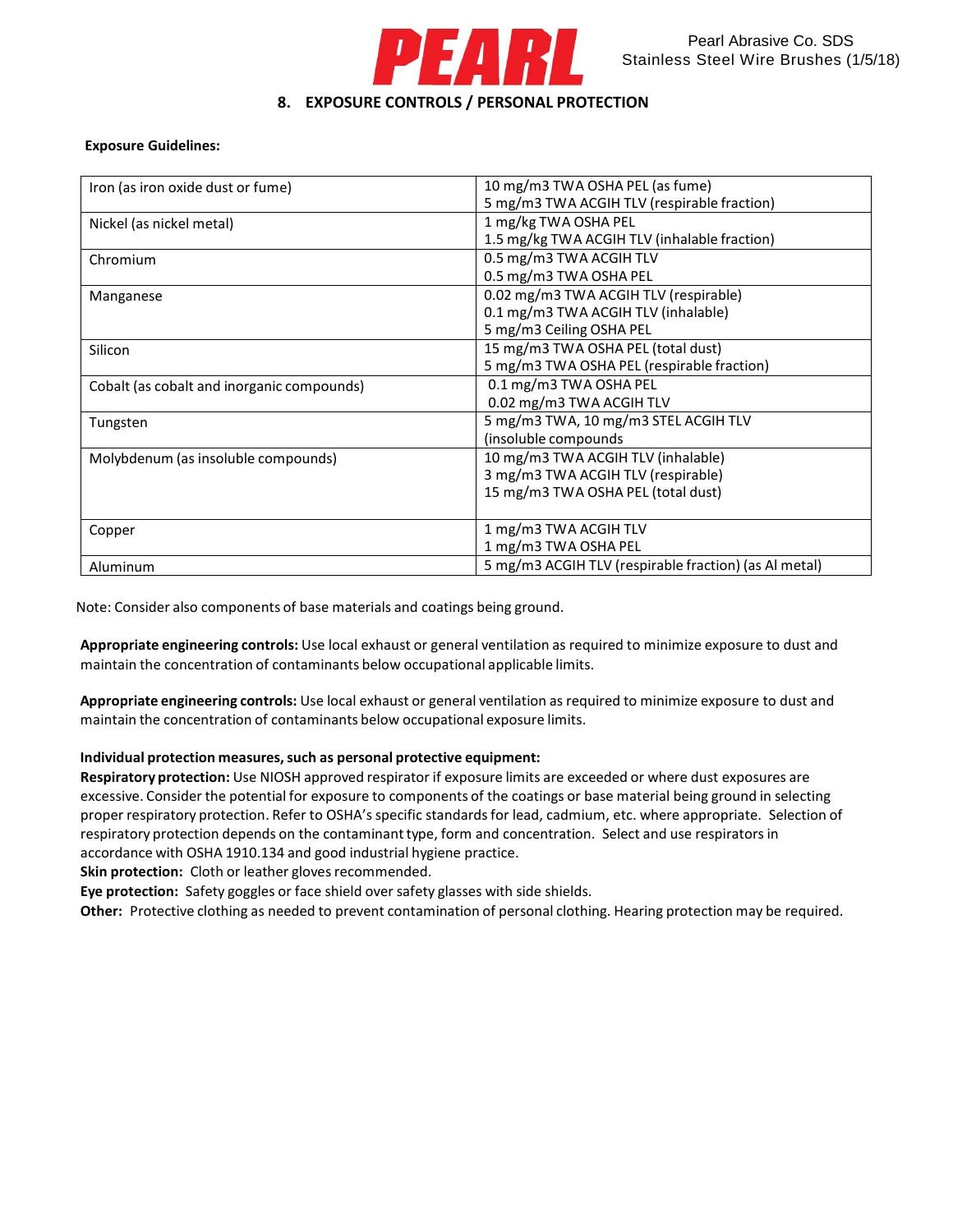## 8. EXPOSURE CONTROLS / PERSONAL PROTECTION

**Exposure Guidelines:**

| Component | Exposure Limits |
|---|---|
| Iron (as iron oxide dust or fume) | 10 mg/m3 TWA OSHA PEL (as fume)<br>5 mg/m3 TWA ACGIH TLV (respirable fraction) |
| Nickel (as nickel metal) | 1 mg/kg TWA OSHA PEL<br>1.5 mg/kg TWA ACGIH TLV (inhalable fraction) |
| Chromium | 0.5 mg/m3 TWA ACGIH TLV<br>0.5 mg/m3 TWA OSHA PEL |
| Manganese | 0.02 mg/m3 TWA ACGIH TLV (respirable)<br>0.1 mg/m3 TWA ACGIH TLV (inhalable)<br>5 mg/m3 Ceiling OSHA PEL |
| Silicon | 15 mg/m3 TWA OSHA PEL (total dust)<br>5 mg/m3 TWA OSHA PEL (respirable fraction) |
| Cobalt (as cobalt and inorganic compounds) | 0.1 mg/m3 TWA OSHA PEL<br>0.02 mg/m3 TWA ACGIH TLV |
| Tungsten | 5 mg/m3 TWA, 10 mg/m3 STEL ACGIH TLV<br>(insoluble compounds |
| Molybdenum (as insoluble compounds) | 10 mg/m3 TWA ACGIH TLV (inhalable)<br>3 mg/m3 TWA ACGIH TLV (respirable)<br>15 mg/m3 TWA OSHA PEL (total dust) |
| Copper | 1 mg/m3 TWA ACGIH TLV<br>1 mg/m3 TWA OSHA PEL |
| Aluminum | 5 mg/m3 ACGIH TLV (respirable fraction) (as Al metal) |

Note: Consider also components of base materials and coatings being ground.

**Appropriate engineering controls:** Use local exhaust or general ventilation as required to minimize exposure to dust and maintain the concentration of contaminants below occupational applicable limits.

**Appropriate engineering controls:** Use local exhaust or general ventilation as required to minimize exposure to dust and maintain the concentration of contaminants below occupational exposure limits.

**Individual protection measures, such as personal protective equipment:**

**Respiratory protection:** Use NIOSH approved respirator if exposure limits are exceeded or where dust exposures are excessive. Consider the potential for exposure to components of the coatings or base material being ground in selecting proper respiratory protection. Refer to OSHA's specific standards for lead, cadmium, etc. where appropriate. Selection of respiratory protection depends on the contaminant type, form and concentration. Select and use respirators in accordance with OSHA 1910.134 and good industrial hygiene practice.

**Skin protection:** Cloth or leather gloves recommended.

**Eye protection:** Safety goggles or face shield over safety glasses with side shields.

**Other:** Protective clothing as needed to prevent contamination of personal clothing. Hearing protection may be required.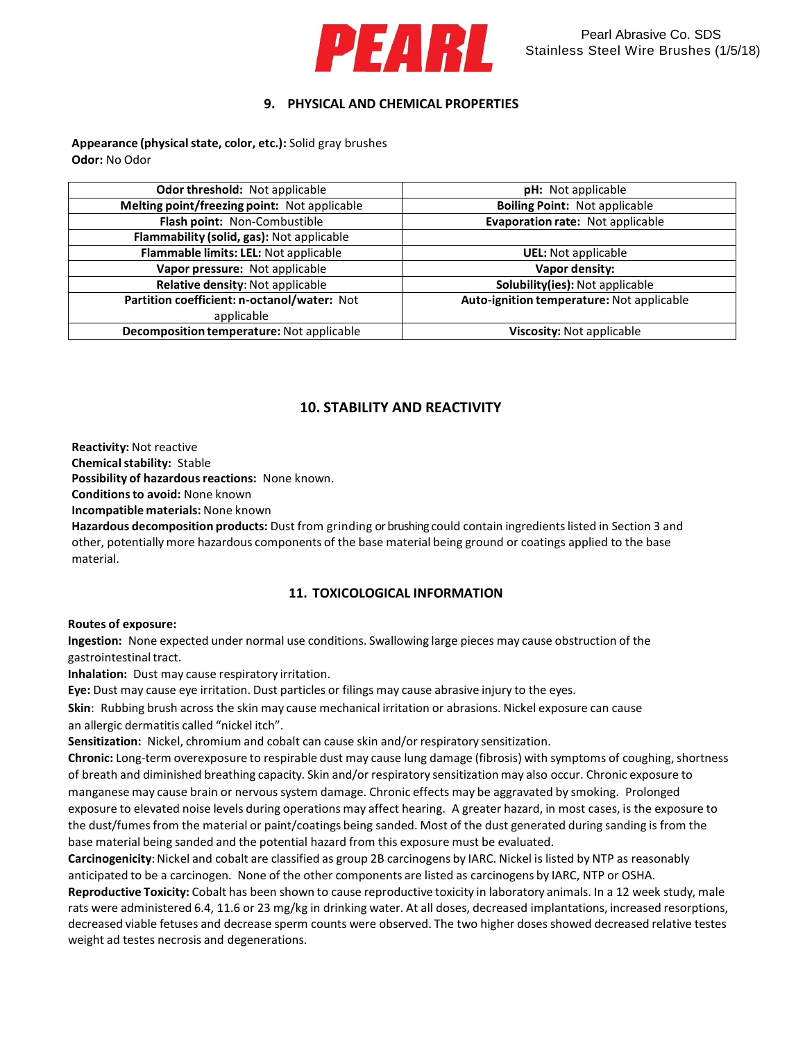## 9. PHYSICAL AND CHEMICAL PROPERTIES

**Appearance (physical state, color, etc.):** Solid gray brushes
**Odor:** No Odor

| | |
|---|---|
| **Odor threshold:** Not applicable | **pH:** Not applicable |
| **Melting point/freezing point:** Not applicable | **Boiling Point:** Not applicable |
| **Flash point:** Non-Combustible | **Evaporation rate:** Not applicable |
| **Flammability (solid, gas):** Not applicable | |
| **Flammable limits: LEL:** Not applicable | **UEL:** Not applicable |
| **Vapor pressure:** Not applicable | **Vapor density:** |
| **Relative density:** Not applicable | **Solubility(ies):** Not applicable |
| **Partition coefficient: n-octanol/water:** Not applicable | **Auto-ignition temperature:** Not applicable |
| **Decomposition temperature:** Not applicable | **Viscosity:** Not applicable |

## 10. STABILITY AND REACTIVITY

**Reactivity:** Not reactive
**Chemical stability:** Stable
**Possibility of hazardous reactions:** None known.
**Conditions to avoid:** None known
**Incompatible materials:** None known
**Hazardous decomposition products:** Dust from grinding or brushing could contain ingredients listed in Section 3 and other, potentially more hazardous components of the base material being ground or coatings applied to the base material.

## 11. TOXICOLOGICAL INFORMATION

**Routes of exposure:**
**Ingestion:** None expected under normal use conditions. Swallowing large pieces may cause obstruction of the gastrointestinal tract.
**Inhalation:** Dust may cause respiratory irritation.
**Eye:** Dust may cause eye irritation. Dust particles or filings may cause abrasive injury to the eyes.
**Skin**: Rubbing brush across the skin may cause mechanical irritation or abrasions. Nickel exposure can cause an allergic dermatitis called "nickel itch".
**Sensitization:** Nickel, chromium and cobalt can cause skin and/or respiratory sensitization.
**Chronic:** Long-term overexposure to respirable dust may cause lung damage (fibrosis) with symptoms of coughing, shortness of breath and diminished breathing capacity. Skin and/or respiratory sensitization may also occur. Chronic exposure to manganese may cause brain or nervous system damage. Chronic effects may be aggravated by smoking. Prolonged exposure to elevated noise levels during operations may affect hearing. A greater hazard, in most cases, is the exposure to the dust/fumes from the material or paint/coatings being sanded. Most of the dust generated during sanding is from the base material being sanded and the potential hazard from this exposure must be evaluated.
**Carcinogenicity**: Nickel and cobalt are classified as group 2B carcinogens by IARC. Nickel is listed by NTP as reasonably anticipated to be a carcinogen. None of the other components are listed as carcinogens by IARC, NTP or OSHA.
**Reproductive Toxicity:** Cobalt has been shown to cause reproductive toxicity in laboratory animals. In a 12 week study, male rats were administered 6.4, 11.6 or 23 mg/kg in drinking water. At all doses, decreased implantations, increased resorptions, decreased viable fetuses and decrease sperm counts were observed. The two higher doses showed decreased relative testes weight ad testes necrosis and degenerations.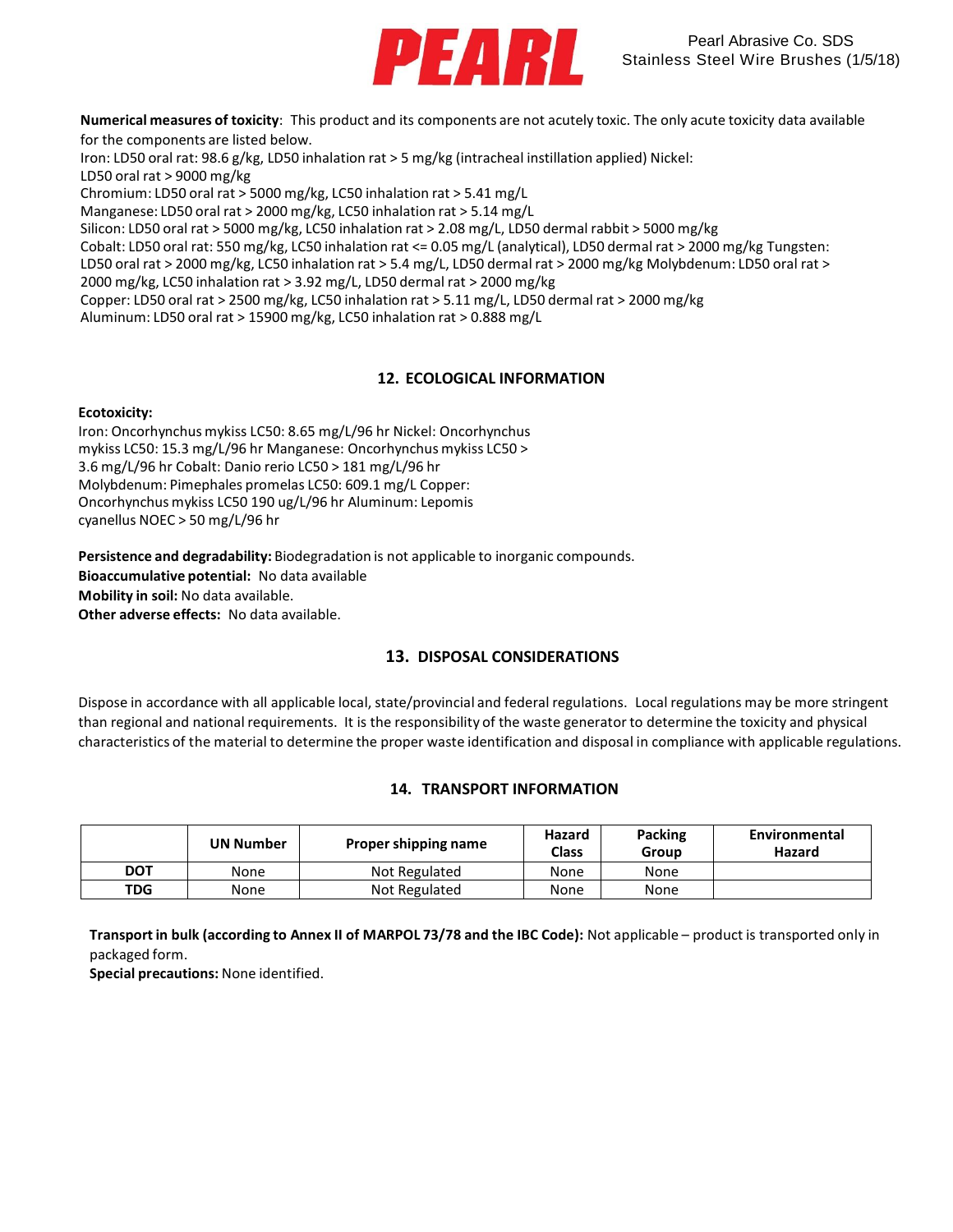**Numerical measures of toxicity**: This product and its components are not acutely toxic. The only acute toxicity data available for the components are listed below.
Iron: LD50 oral rat: 98.6 g/kg, LD50 inhalation rat > 5 mg/kg (intracheal instillation applied) Nickel: LD50 oral rat > 9000 mg/kg
Chromium: LD50 oral rat > 5000 mg/kg, LC50 inhalation rat > 5.41 mg/L
Manganese: LD50 oral rat > 2000 mg/kg, LC50 inhalation rat > 5.14 mg/L
Silicon: LD50 oral rat > 5000 mg/kg, LC50 inhalation rat > 2.08 mg/L, LD50 dermal rabbit > 5000 mg/kg
Cobalt: LD50 oral rat: 550 mg/kg, LC50 inhalation rat <= 0.05 mg/L (analytical), LD50 dermal rat > 2000 mg/kg Tungsten: LD50 oral rat > 2000 mg/kg, LC50 inhalation rat > 5.4 mg/L, LD50 dermal rat > 2000 mg/kg Molybdenum: LD50 oral rat > 2000 mg/kg, LC50 inhalation rat > 3.92 mg/L, LD50 dermal rat > 2000 mg/kg
Copper: LD50 oral rat > 2500 mg/kg, LC50 inhalation rat > 5.11 mg/L, LD50 dermal rat > 2000 mg/kg
Aluminum: LD50 oral rat > 15900 mg/kg, LC50 inhalation rat > 0.888 mg/L

## 12. ECOLOGICAL INFORMATION

**Ecotoxicity:**
Iron: Oncorhynchus mykiss LC50: 8.65 mg/L/96 hr Nickel: Oncorhynchus mykiss LC50: 15.3 mg/L/96 hr Manganese: Oncorhynchus mykiss LC50 > 3.6 mg/L/96 hr Cobalt: Danio rerio LC50 > 181 mg/L/96 hr
Molybdenum: Pimephales promelas LC50: 609.1 mg/L Copper: Oncorhynchus mykiss LC50 190 ug/L/96 hr Aluminum: Lepomis cyanellus NOEC > 50 mg/L/96 hr

**Persistence and degradability:** Biodegradation is not applicable to inorganic compounds.
**Bioaccumulative potential:** No data available
**Mobility in soil:** No data available.
**Other adverse effects:** No data available.

## 13. DISPOSAL CONSIDERATIONS

Dispose in accordance with all applicable local, state/provincial and federal regulations. Local regulations may be more stringent than regional and national requirements. It is the responsibility of the waste generator to determine the toxicity and physical characteristics of the material to determine the proper waste identification and disposal in compliance with applicable regulations.

## 14. TRANSPORT INFORMATION

| | UN Number | Proper shipping name | Hazard Class | Packing Group | Environmental Hazard |
|---|---|---|---|---|---|
| **DOT** | None | Not Regulated | None | None | |
| **TDG** | None | Not Regulated | None | None | |

**Transport in bulk (according to Annex II of MARPOL 73/78 and the IBC Code):** Not applicable – product is transported only in packaged form.
**Special precautions:** None identified.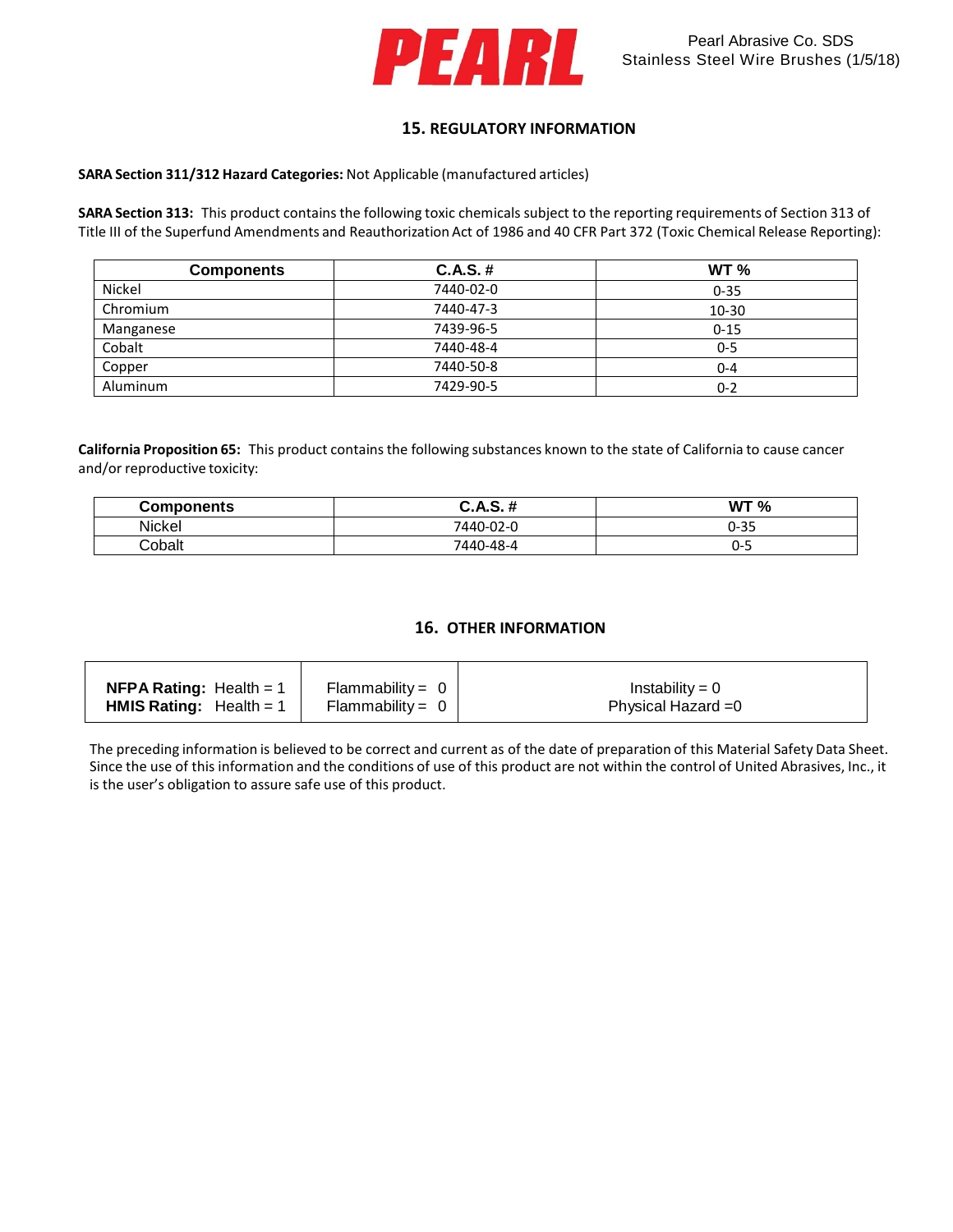## 15. REGULATORY INFORMATION

**SARA Section 311/312 Hazard Categories:** Not Applicable (manufactured articles)

**SARA Section 313:** This product contains the following toxic chemicals subject to the reporting requirements of Section 313 of Title III of the Superfund Amendments and Reauthorization Act of 1986 and 40 CFR Part 372 (Toxic Chemical Release Reporting):

| Components | C.A.S. # | WT % |
|---|---|---|
| Nickel | 7440-02-0 | 0-35 |
| Chromium | 7440-47-3 | 10-30 |
| Manganese | 7439-96-5 | 0-15 |
| Cobalt | 7440-48-4 | 0-5 |
| Copper | 7440-50-8 | 0-4 |
| Aluminum | 7429-90-5 | 0-2 |

**California Proposition 65:** This product contains the following substances known to the state of California to cause cancer and/or reproductive toxicity:

| Components | C.A.S. # | WT % |
|---|---|---|
| Nickel | 7440-02-0 | 0-35 |
| Cobalt | 7440-48-4 | 0-5 |

## 16. OTHER INFORMATION

| | | |
|---|---|---|
| **NFPA Rating:** Health = 1 | Flammability = 0 | Instability = 0 |
| **HMIS Rating:** Health = 1 | Flammability = 0 | Physical Hazard =0 |

The preceding information is believed to be correct and current as of the date of preparation of this Material Safety Data Sheet. Since the use of this information and the conditions of use of this product are not within the control of United Abrasives, Inc., it is the user's obligation to assure safe use of this product.